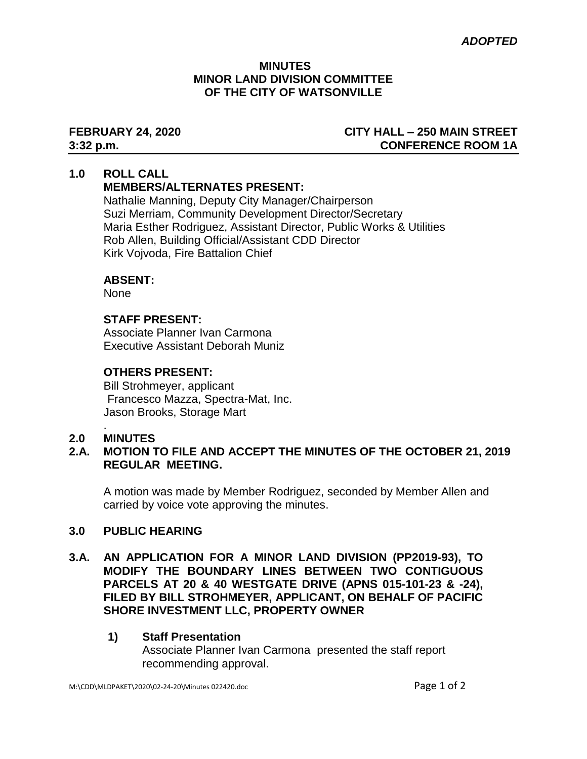*ADOPTED*

**MINUTES**
**MINOR LAND DIVISION COMMITTEE**
**OF THE CITY OF WATSONVILLE**

**FEBRUARY 24, 2020** — **CITY HALL – 250 MAIN STREET**
**3:32 p.m.** — **CONFERENCE ROOM 1A**

## 1.0 ROLL CALL

**MEMBERS/ALTERNATES PRESENT:**

Nathalie Manning, Deputy City Manager/Chairperson
Suzi Merriam, Community Development Director/Secretary
Maria Esther Rodriguez, Assistant Director, Public Works & Utilities
Rob Allen, Building Official/Assistant CDD Director
Kirk Vojvoda, Fire Battalion Chief

**ABSENT:**

None

**STAFF PRESENT:**

Associate Planner Ivan Carmona
Executive Assistant Deborah Muniz

**OTHERS PRESENT:**

Bill Strohmeyer, applicant
Francesco Mazza, Spectra-Mat, Inc.
Jason Brooks, Storage Mart

.

## 2.0 MINUTES

### 2.A. MOTION TO FILE AND ACCEPT THE MINUTES OF THE OCTOBER 21, 2019 REGULAR MEETING.

A motion was made by Member Rodriguez, seconded by Member Allen and carried by voice vote approving the minutes.

## 3.0 PUBLIC HEARING

### 3.A. AN APPLICATION FOR A MINOR LAND DIVISION (PP2019-93), TO MODIFY THE BOUNDARY LINES BETWEEN TWO CONTIGUOUS PARCELS AT 20 & 40 WESTGATE DRIVE (APNS 015-101-23 & -24), FILED BY BILL STROHMEYER, APPLICANT, ON BEHALF OF PACIFIC SHORE INVESTMENT LLC, PROPERTY OWNER

**1) Staff Presentation**

Associate Planner Ivan Carmona presented the staff report recommending approval.

M:\CDD\MLDPAKET\2020\02-24-20\Minutes 022420.doc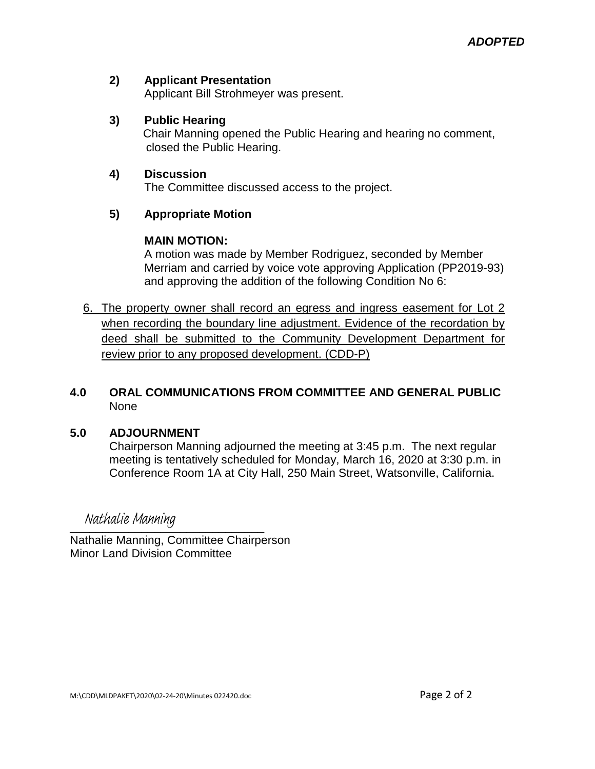*ADOPTED*

**2) Applicant Presentation**
Applicant Bill Strohmeyer was present.

**3) Public Hearing**
Chair Manning opened the Public Hearing and hearing no comment, closed the Public Hearing.

**4) Discussion**
The Committee discussed access to the project.

**5) Appropriate Motion**

**MAIN MOTION:**
A motion was made by Member Rodriguez, seconded by Member Merriam and carried by voice vote approving Application (PP2019-93) and approving the addition of the following Condition No 6:

6. <u>The property owner shall record an egress and ingress easement for Lot 2 when recording the boundary line adjustment. Evidence of the recordation by deed shall be submitted to the Community Development Department for review prior to any proposed development. (CDD-P)</u>

## 4.0 ORAL COMMUNICATIONS FROM COMMITTEE AND GENERAL PUBLIC

None

## 5.0 ADJOURNMENT

Chairperson Manning adjourned the meeting at 3:45 p.m. The next regular meeting is tentatively scheduled for Monday, March 16, 2020 at 3:30 p.m. in Conference Room 1A at City Hall, 250 Main Street, Watsonville, California.

Nathalie Manning
\_\_\_\_\_\_\_\_\_\_\_\_\_\_\_\_\_\_\_\_\_\_\_\_\_\_\_\_\_\_
Nathalie Manning, Committee Chairperson
Minor Land Division Committee

M:\CDD\MLDPAKET\2020\02-24-20\Minutes 022420.doc